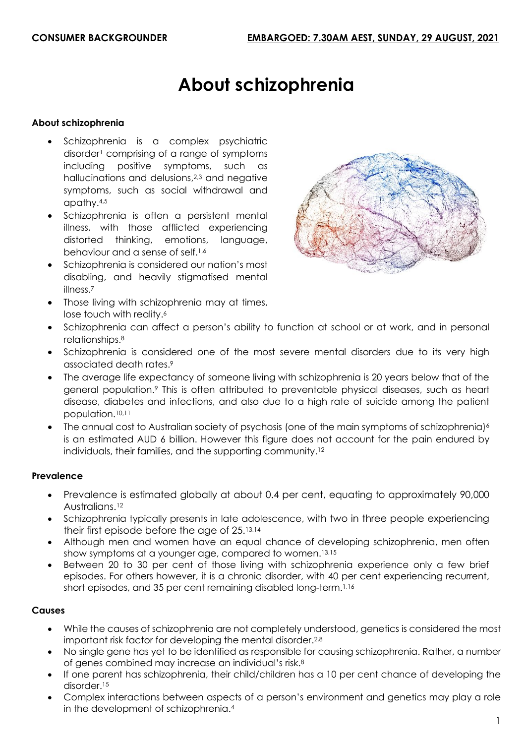**CONSUMER BACKGROUNDER** **EMBARGOED: 7.30AM AEST, SUNDAY, 29 AUGUST, 2021**

# About schizophrenia

### About schizophrenia

- Schizophrenia is a complex psychiatric disorder[1] comprising of a range of symptoms including positive symptoms, such as hallucinations and delusions,[2,3] and negative symptoms, such as social withdrawal and apathy.[4,5]
- Schizophrenia is often a persistent mental illness, with those afflicted experiencing distorted thinking, emotions, language, behaviour and a sense of self.[1,6]
- Schizophrenia is considered our nation's most disabling, and heavily stigmatised mental illness.[7]
- Those living with schizophrenia may at times, lose touch with reality.[6]
- Schizophrenia can affect a person's ability to function at school or at work, and in personal relationships.[8]
- Schizophrenia is considered one of the most severe mental disorders due to its very high associated death rates.[9]
- The average life expectancy of someone living with schizophrenia is 20 years below that of the general population.[9] This is often attributed to preventable physical diseases, such as heart disease, diabetes and infections, and also due to a high rate of suicide among the patient population.[10,11]
- The annual cost to Australian society of psychosis (one of the main symptoms of schizophrenia)[6] is an estimated AUD 6 billion. However this figure does not account for the pain endured by individuals, their families, and the supporting community.[12]

### Prevalence

- Prevalence is estimated globally at about 0.4 per cent, equating to approximately 90,000 Australians.[12]
- Schizophrenia typically presents in late adolescence, with two in three people experiencing their first episode before the age of 25.[13,14]
- Although men and women have an equal chance of developing schizophrenia, men often show symptoms at a younger age, compared to women.[13,15]
- Between 20 to 30 per cent of those living with schizophrenia experience only a few brief episodes. For others however, it is a chronic disorder, with 40 per cent experiencing recurrent, short episodes, and 35 per cent remaining disabled long-term.[1,16]

### Causes

- While the causes of schizophrenia are not completely understood, genetics is considered the most important risk factor for developing the mental disorder.[2,8]
- No single gene has yet to be identified as responsible for causing schizophrenia. Rather, a number of genes combined may increase an individual's risk.[8]
- If one parent has schizophrenia, their child/children has a 10 per cent chance of developing the disorder.[15]
- Complex interactions between aspects of a person's environment and genetics may play a role in the development of schizophrenia.[4]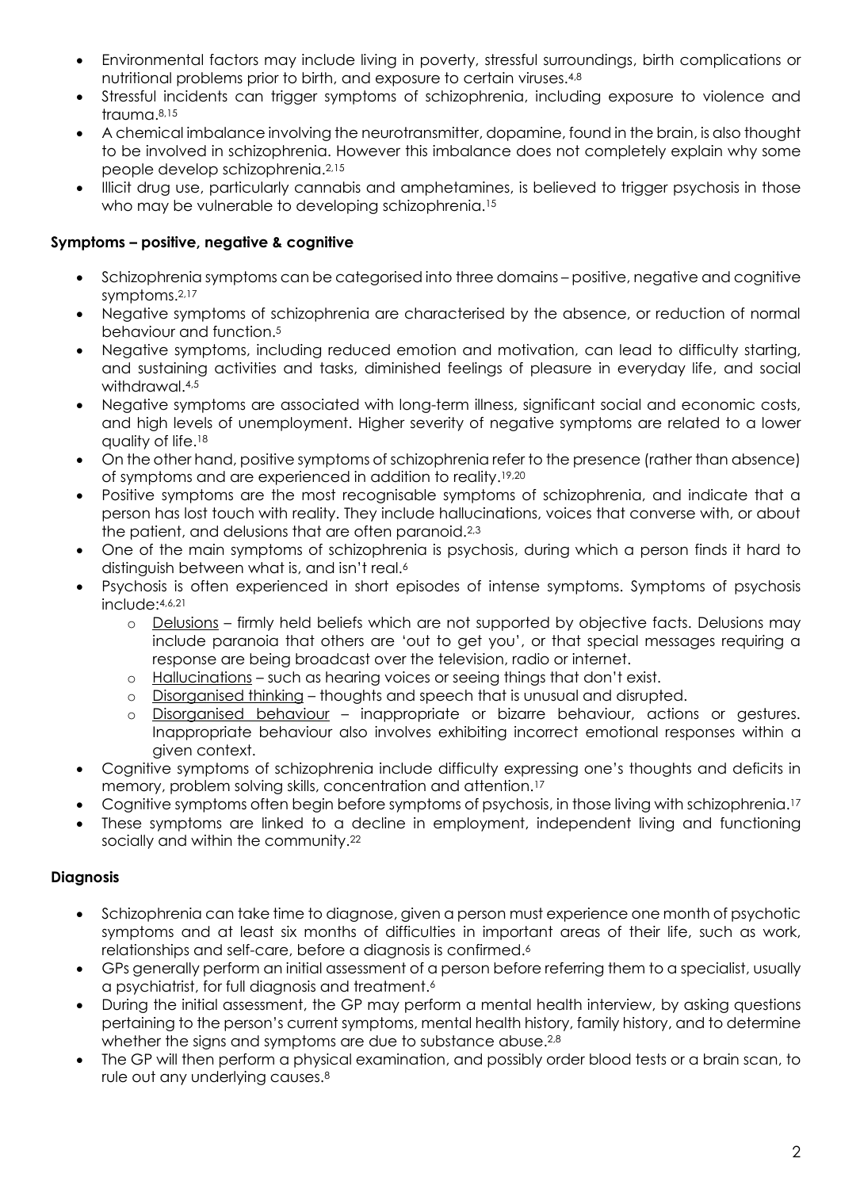- Environmental factors may include living in poverty, stressful surroundings, birth complications or nutritional problems prior to birth, and exposure to certain viruses.[4,8]
- Stressful incidents can trigger symptoms of schizophrenia, including exposure to violence and trauma.[8,15]
- A chemical imbalance involving the neurotransmitter, dopamine, found in the brain, is also thought to be involved in schizophrenia. However this imbalance does not completely explain why some people develop schizophrenia.[2,15]
- Illicit drug use, particularly cannabis and amphetamines, is believed to trigger psychosis in those who may be vulnerable to developing schizophrenia.[15]

**Symptoms – positive, negative & cognitive**

- Schizophrenia symptoms can be categorised into three domains – positive, negative and cognitive symptoms.[2,17]
- Negative symptoms of schizophrenia are characterised by the absence, or reduction of normal behaviour and function.[5]
- Negative symptoms, including reduced emotion and motivation, can lead to difficulty starting, and sustaining activities and tasks, diminished feelings of pleasure in everyday life, and social withdrawal.[4,5]
- Negative symptoms are associated with long-term illness, significant social and economic costs, and high levels of unemployment. Higher severity of negative symptoms are related to a lower quality of life.[18]
- On the other hand, positive symptoms of schizophrenia refer to the presence (rather than absence) of symptoms and are experienced in addition to reality.[19,20]
- Positive symptoms are the most recognisable symptoms of schizophrenia, and indicate that a person has lost touch with reality. They include hallucinations, voices that converse with, or about the patient, and delusions that are often paranoid.[2,3]
- One of the main symptoms of schizophrenia is psychosis, during which a person finds it hard to distinguish between what is, and isn't real.[6]
- Psychosis is often experienced in short episodes of intense symptoms. Symptoms of psychosis include:[4,6,21]
    - Delusions – firmly held beliefs which are not supported by objective facts. Delusions may include paranoia that others are 'out to get you', or that special messages requiring a response are being broadcast over the television, radio or internet.
    - Hallucinations – such as hearing voices or seeing things that don't exist.
    - Disorganised thinking – thoughts and speech that is unusual and disrupted.
    - Disorganised behaviour – inappropriate or bizarre behaviour, actions or gestures. Inappropriate behaviour also involves exhibiting incorrect emotional responses within a given context.
- Cognitive symptoms of schizophrenia include difficulty expressing one's thoughts and deficits in memory, problem solving skills, concentration and attention.[17]
- Cognitive symptoms often begin before symptoms of psychosis, in those living with schizophrenia.[17]
- These symptoms are linked to a decline in employment, independent living and functioning socially and within the community.[22]

**Diagnosis**

- Schizophrenia can take time to diagnose, given a person must experience one month of psychotic symptoms and at least six months of difficulties in important areas of their life, such as work, relationships and self-care, before a diagnosis is confirmed.[6]
- GPs generally perform an initial assessment of a person before referring them to a specialist, usually a psychiatrist, for full diagnosis and treatment.[6]
- During the initial assessment, the GP may perform a mental health interview, by asking questions pertaining to the person's current symptoms, mental health history, family history, and to determine whether the signs and symptoms are due to substance abuse.[2,8]
- The GP will then perform a physical examination, and possibly order blood tests or a brain scan, to rule out any underlying causes.[8]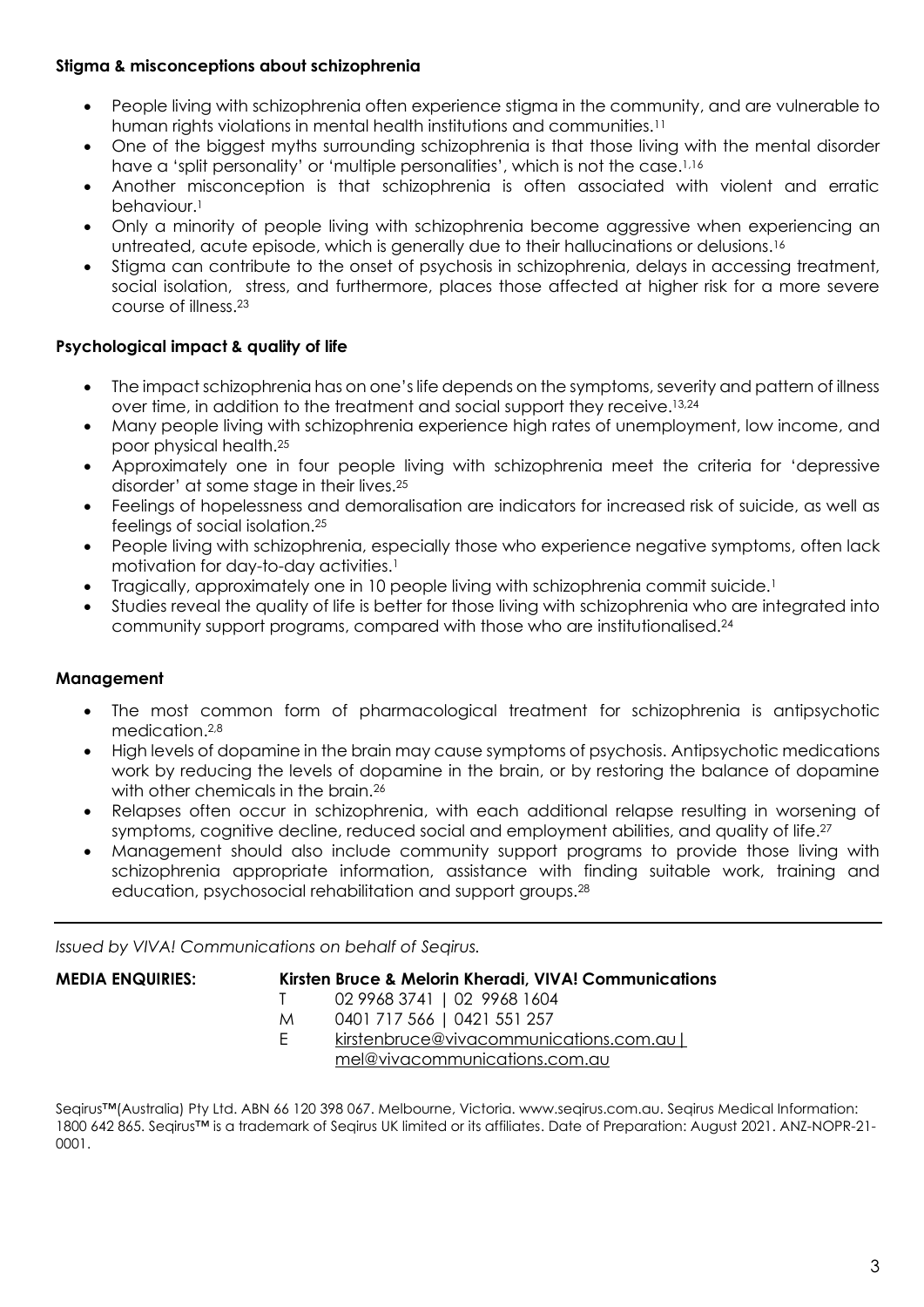**Stigma & misconceptions about schizophrenia**

- People living with schizophrenia often experience stigma in the community, and are vulnerable to human rights violations in mental health institutions and communities.[11]
- One of the biggest myths surrounding schizophrenia is that those living with the mental disorder have a 'split personality' or 'multiple personalities', which is not the case.[1,16]
- Another misconception is that schizophrenia is often associated with violent and erratic behaviour.[1]
- Only a minority of people living with schizophrenia become aggressive when experiencing an untreated, acute episode, which is generally due to their hallucinations or delusions.[16]
- Stigma can contribute to the onset of psychosis in schizophrenia, delays in accessing treatment, social isolation, stress, and furthermore, places those affected at higher risk for a more severe course of illness.[23]

**Psychological impact & quality of life**

- The impact schizophrenia has on one's life depends on the symptoms, severity and pattern of illness over time, in addition to the treatment and social support they receive.[13,24]
- Many people living with schizophrenia experience high rates of unemployment, low income, and poor physical health.[25]
- Approximately one in four people living with schizophrenia meet the criteria for 'depressive disorder' at some stage in their lives.[25]
- Feelings of hopelessness and demoralisation are indicators for increased risk of suicide, as well as feelings of social isolation.[25]
- People living with schizophrenia, especially those who experience negative symptoms, often lack motivation for day-to-day activities.[1]
- Tragically, approximately one in 10 people living with schizophrenia commit suicide.[1]
- Studies reveal the quality of life is better for those living with schizophrenia who are integrated into community support programs, compared with those who are institutionalised.[24]

**Management**

- The most common form of pharmacological treatment for schizophrenia is antipsychotic medication.[2,8]
- High levels of dopamine in the brain may cause symptoms of psychosis. Antipsychotic medications work by reducing the levels of dopamine in the brain, or by restoring the balance of dopamine with other chemicals in the brain.[26]
- Relapses often occur in schizophrenia, with each additional relapse resulting in worsening of symptoms, cognitive decline, reduced social and employment abilities, and quality of life.[27]
- Management should also include community support programs to provide those living with schizophrenia appropriate information, assistance with finding suitable work, training and education, psychosocial rehabilitation and support groups.[28]

---

*Issued by VIVA! Communications on behalf of Seqirus.*

**MEDIA ENQUIRIES:** **Kirsten Bruce & Melorin Kheradi, VIVA! Communications**

T 02 9968 3741 | 02 9968 1604
M 0401 717 566 | 0421 551 257
E kirstenbruce@vivacommunications.com.au | mel@vivacommunications.com.au

Seqirus™(Australia) Pty Ltd. ABN 66 120 398 067. Melbourne, Victoria. www.seqirus.com.au. Seqirus Medical Information: 1800 642 865. Seqirus™ is a trademark of Seqirus UK limited or its affiliates. Date of Preparation: August 2021. ANZ-NOPR-21-0001.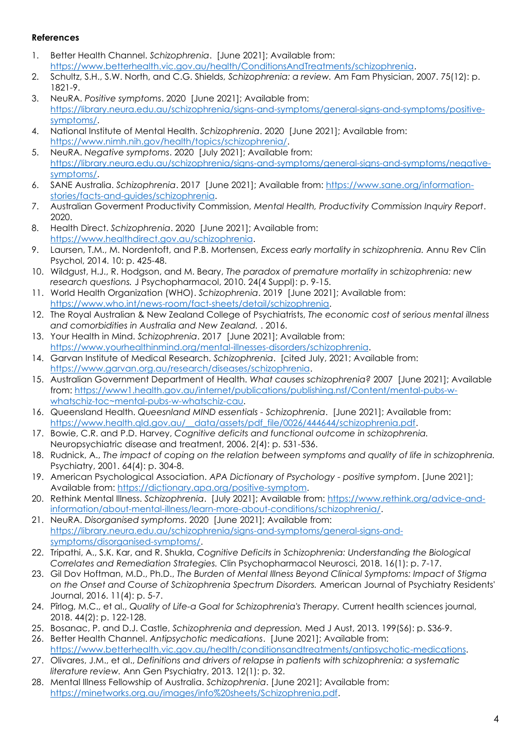**References**

1. Better Health Channel. *Schizophrenia*. [June 2021]; Available from: https://www.betterhealth.vic.gov.au/health/ConditionsAndTreatments/schizophrenia.
2. Schultz, S.H., S.W. North, and C.G. Shields, *Schizophrenia: a review.* Am Fam Physician, 2007. 75(12): p. 1821-9.
3. NeuRA. *Positive symptoms*. 2020 [June 2021]; Available from: https://library.neura.edu.au/schizophrenia/signs-and-symptoms/general-signs-and-symptoms/positive-symptoms/.
4. National Institute of Mental Health. *Schizophrenia*. 2020 [June 2021]; Available from: https://www.nimh.nih.gov/health/topics/schizophrenia/.
5. NeuRA. *Negative symptoms*. 2020 [July 2021]; Available from: https://library.neura.edu.au/schizophrenia/signs-and-symptoms/general-signs-and-symptoms/negative-symptoms/.
6. SANE Australia. *Schizophrenia*. 2017 [June 2021]; Available from: https://www.sane.org/information-stories/facts-and-guides/schizophrenia.
7. Australian Goverment Productivity Commission, *Mental Health, Productivity Commission Inquiry Report*. 2020.
8. Health Direct. *Schizophrenia*. 2020 [June 2021]; Available from: https://www.healthdirect.gov.au/schizophrenia.
9. Laursen, T.M., M. Nordentoft, and P.B. Mortensen, *Excess early mortality in schizophrenia.* Annu Rev Clin Psychol, 2014. 10: p. 425-48.
10. Wildgust, H.J., R. Hodgson, and M. Beary, *The paradox of premature mortality in schizophrenia: new research questions.* J Psychopharmacol, 2010. 24(4 Suppl): p. 9-15.
11. World Health Organization (WHO). *Schizophrenia*. 2019 [June 2021]; Available from: https://www.who.int/news-room/fact-sheets/detail/schizophrenia.
12. The Royal Australian & New Zealand College of Psychiatrists, *The economic cost of serious mental illness and comorbidities in Australia and New Zealand.* . 2016.
13. Your Health in Mind. *Schizophrenia*. 2017 [June 2021]; Available from: https://www.yourhealthinmind.org/mental-illnesses-disorders/schizophrenia.
14. Garvan Institute of Medical Research. *Schizophrenia*. [cited July, 2021; Available from: https://www.garvan.org.au/research/diseases/schizophrenia.
15. Australian Government Department of Health. *What causes schizophrenia?* 2007 [June 2021]; Available from: https://www1.health.gov.au/internet/publications/publishing.nsf/Content/mental-pubs-w-whatschiz-toc~mental-pubs-w-whatschiz-cau.
16. Queensland Health. *Queesnland MIND essentials - Schizophrenia*. [June 2021]; Available from: https://www.health.qld.gov.au/__data/assets/pdf_file/0026/444644/schizophrenia.pdf.
17. Bowie, C.R. and P.D. Harvey, *Cognitive deficits and functional outcome in schizophrenia.* Neuropsychiatric disease and treatment, 2006. 2(4): p. 531-536.
18. Rudnick, A., *The impact of coping on the relation between symptoms and quality of life in schizophrenia.* Psychiatry, 2001. 64(4): p. 304-8.
19. American Psychological Association. *APA Dictionary of Psychology - positive symptom*. [June 2021]; Available from: https://dictionary.apa.org/positive-symptom.
20. Rethink Mental Illness. *Schizophrenia*. [July 2021]; Available from: https://www.rethink.org/advice-and-information/about-mental-illness/learn-more-about-conditions/schizophrenia/.
21. NeuRA. *Disorganised symptoms*. 2020 [June 2021]; Available from: https://library.neura.edu.au/schizophrenia/signs-and-symptoms/general-signs-and-symptoms/disorganised-symptoms/.
22. Tripathi, A., S.K. Kar, and R. Shukla, *Cognitive Deficits in Schizophrenia: Understanding the Biological Correlates and Remediation Strategies.* Clin Psychopharmacol Neurosci, 2018. 16(1): p. 7-17.
23. Gil Dov Hoftman, M.D., Ph.D., *The Burden of Mental Illness Beyond Clinical Symptoms: Impact of Stigma on the Onset and Course of Schizophrenia Spectrum Disorders.* American Journal of Psychiatry Residents' Journal, 2016. 11(4): p. 5-7.
24. Pîrlog, M.C., et al., *Quality of Life-a Goal for Schizophrenia's Therapy.* Current health sciences journal, 2018. 44(2): p. 122-128.
25. Bosanac, P. and D.J. Castle, *Schizophrenia and depression.* Med J Aust, 2013. 199(S6): p. S36-9.
26. Better Health Channel. *Antipsychotic medications*. [June 2021]; Available from: https://www.betterhealth.vic.gov.au/health/conditionsandtreatments/antipsychotic-medications.
27. Olivares, J.M., et al., *Definitions and drivers of relapse in patients with schizophrenia: a systematic literature review.* Ann Gen Psychiatry, 2013. 12(1): p. 32.
28. Mental Illness Fellowship of Australia. *Schizophrenia*. [June 2021]; Available from: https://minetworks.org.au/images/info%20sheets/Schizophrenia.pdf.